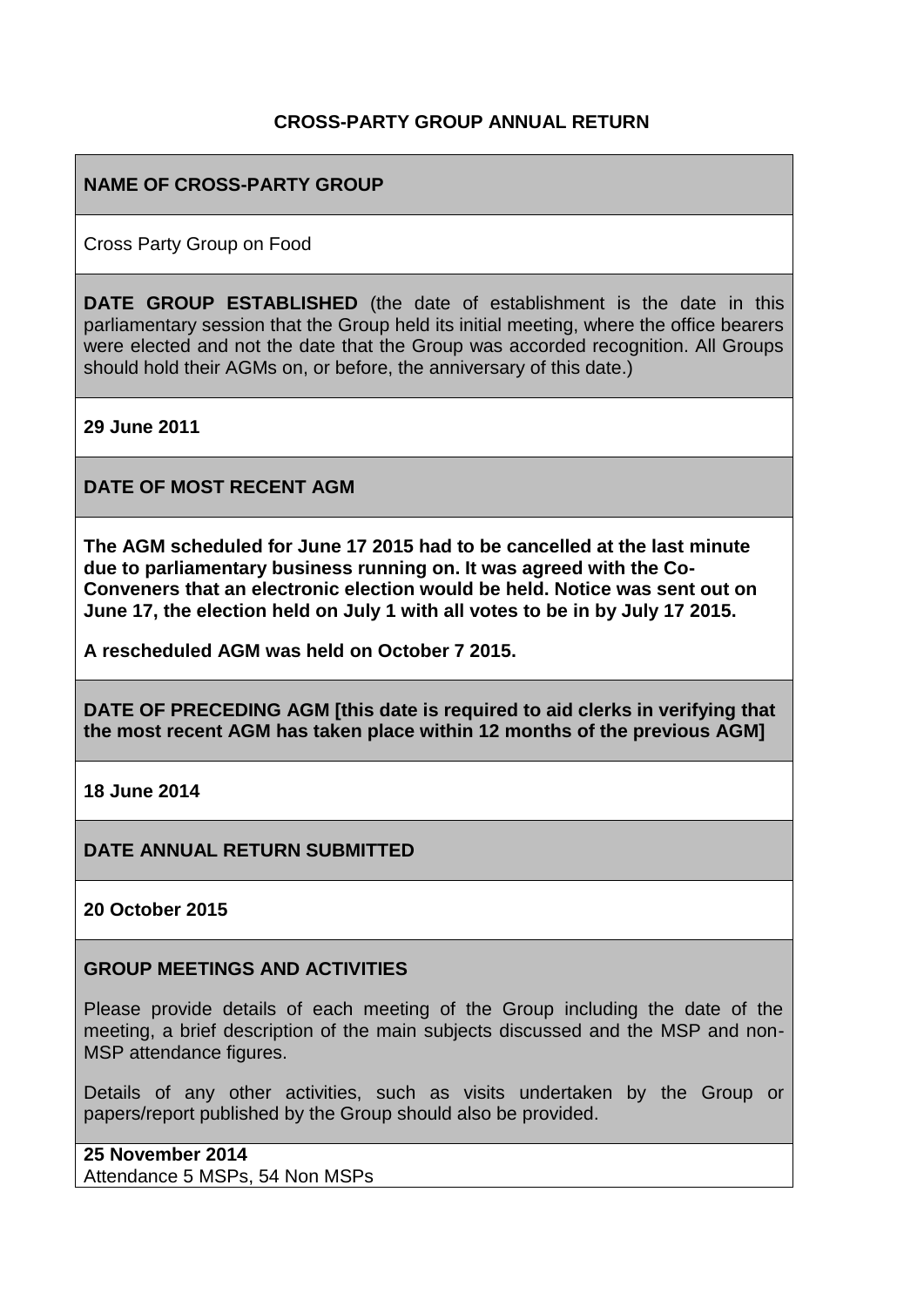**CROSS-PARTY GROUP ANNUAL RETURN**

**NAME OF CROSS-PARTY GROUP**

Cross Party Group on Food

**DATE GROUP ESTABLISHED** (the date of establishment is the date in this parliamentary session that the Group held its initial meeting, where the office bearers were elected and not the date that the Group was accorded recognition. All Groups should hold their AGMs on, or before, the anniversary of this date.)

**29 June 2011**

**DATE OF MOST RECENT AGM**

**The AGM scheduled for June 17 2015 had to be cancelled at the last minute due to parliamentary business running on. It was agreed with the Co-Conveners that an electronic election would be held. Notice was sent out on June 17, the election held on July 1 with all votes to be in by July 17 2015.**

**A rescheduled AGM was held on October 7 2015.**

**DATE OF PRECEDING AGM [this date is required to aid clerks in verifying that the most recent AGM has taken place within 12 months of the previous AGM]**

**18 June 2014**

**DATE ANNUAL RETURN SUBMITTED**

**20 October 2015**

**GROUP MEETINGS AND ACTIVITIES**

Please provide details of each meeting of the Group including the date of the meeting, a brief description of the main subjects discussed and the MSP and non-MSP attendance figures.

Details of any other activities, such as visits undertaken by the Group or papers/report published by the Group should also be provided.

**25 November 2014**
Attendance 5 MSPs, 54 Non MSPs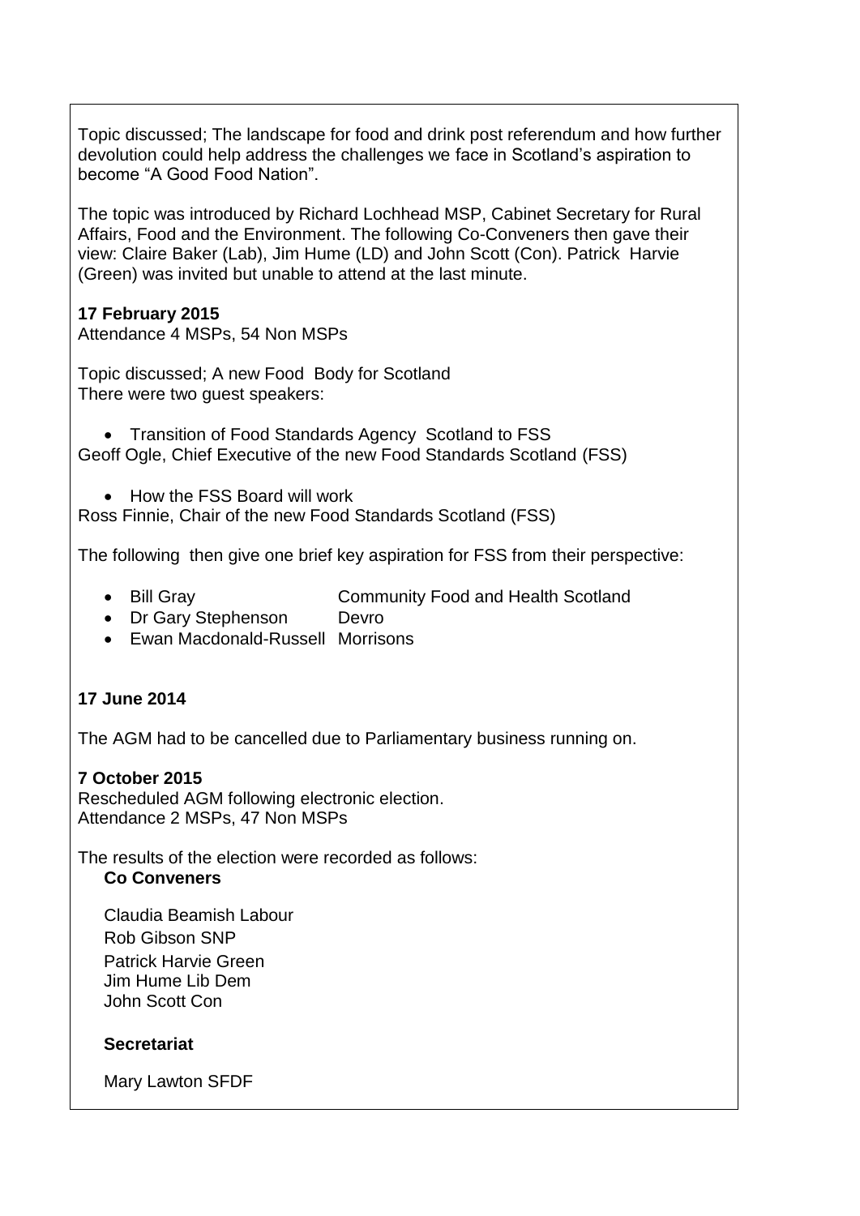Topic discussed; The landscape for food and drink post referendum and how further devolution could help address the challenges we face in Scotland's aspiration to become "A Good Food Nation".

The topic was introduced by Richard Lochhead MSP, Cabinet Secretary for Rural Affairs, Food and the Environment. The following Co-Conveners then gave their view: Claire Baker (Lab), Jim Hume (LD) and John Scott (Con). Patrick Harvie (Green) was invited but unable to attend at the last minute.

**17 February 2015**
Attendance 4 MSPs, 54 Non MSPs

Topic discussed; A new Food Body for Scotland
There were two guest speakers:

- Transition of Food Standards Agency Scotland to FSS

Geoff Ogle, Chief Executive of the new Food Standards Scotland (FSS)

- How the FSS Board will work

Ross Finnie, Chair of the new Food Standards Scotland (FSS)

The following then give one brief key aspiration for FSS from their perspective:

- Bill Gray — Community Food and Health Scotland
- Dr Gary Stephenson — Devro
- Ewan Macdonald-Russell — Morrisons

**17 June 2014**

The AGM had to be cancelled due to Parliamentary business running on.

**7 October 2015**
Rescheduled AGM following electronic election.
Attendance 2 MSPs, 47 Non MSPs

The results of the election were recorded as follows:

**Co Conveners**

Claudia Beamish Labour
Rob Gibson SNP
Patrick Harvie Green
Jim Hume Lib Dem
John Scott Con

**Secretariat**

Mary Lawton SFDF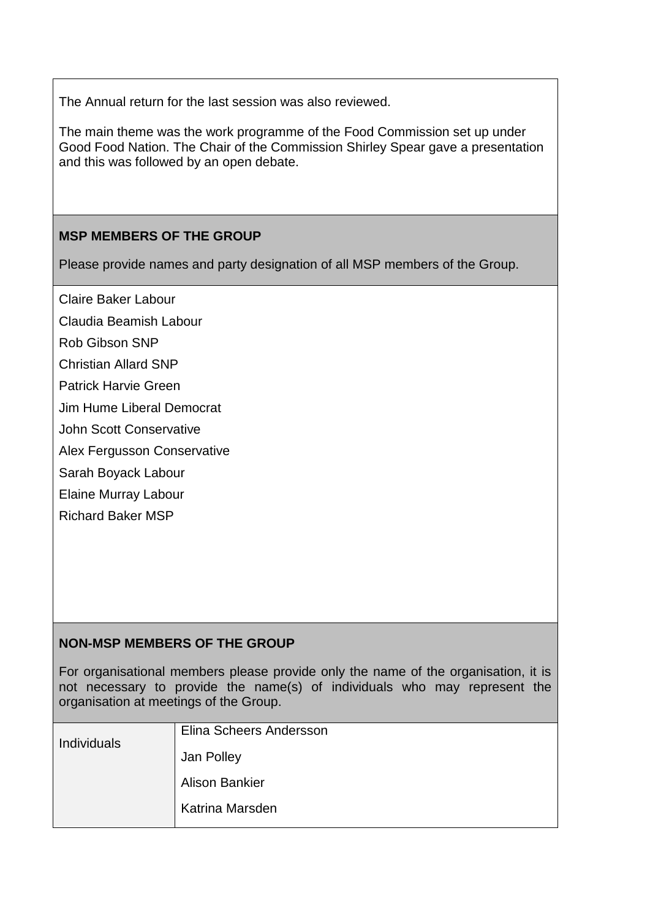The Annual return for the last session was also reviewed.

The main theme was the work programme of the Food Commission set up under Good Food Nation. The Chair of the Commission Shirley Spear gave a presentation and this was followed by an open debate.

**MSP MEMBERS OF THE GROUP**

Please provide names and party designation of all MSP members of the Group.

Claire Baker Labour

Claudia Beamish Labour

Rob Gibson SNP

Christian Allard SNP

Patrick Harvie Green

Jim Hume Liberal Democrat

John Scott Conservative

Alex Fergusson Conservative

Sarah Boyack Labour

Elaine Murray Labour

Richard Baker MSP

**NON-MSP MEMBERS OF THE GROUP**

For organisational members please provide only the name of the organisation, it is not necessary to provide the name(s) of individuals who may represent the organisation at meetings of the Group.

| Individuals | Elina Scheers Andersson<br>Jan Polley<br>Alison Bankier<br>Katrina Marsden |
|---|---|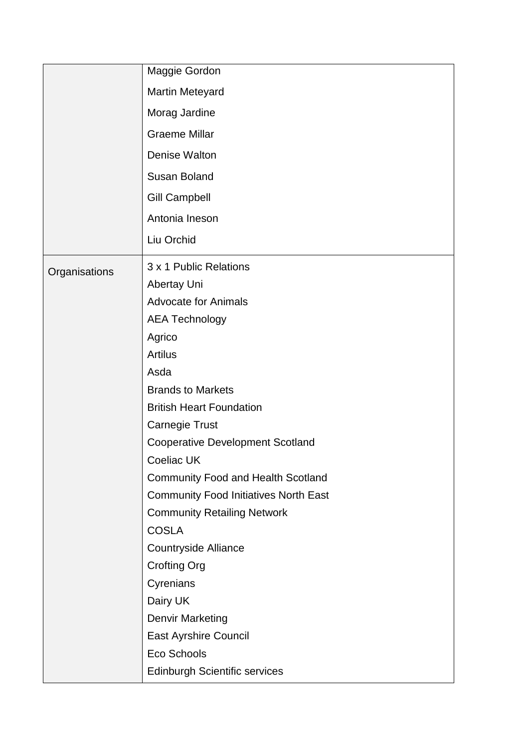| | |
|---|---|
| | Maggie Gordon<br>Martin Meteyard<br>Morag Jardine<br>Graeme Millar<br>Denise Walton<br>Susan Boland<br>Gill Campbell<br>Antonia Ineson<br>Liu Orchid |
| Organisations | 3 x 1 Public Relations<br>Abertay Uni<br>Advocate for Animals<br>AEA Technology<br>Agrico<br>Artilus<br>Asda<br>Brands to Markets<br>British Heart Foundation<br>Carnegie Trust<br>Cooperative Development Scotland<br>Coeliac UK<br>Community Food and Health Scotland<br>Community Food Initiatives North East<br>Community Retailing Network<br>COSLA<br>Countryside Alliance<br>Crofting Org<br>Cyrenians<br>Dairy UK<br>Denvir Marketing<br>East Ayrshire Council<br>Eco Schools<br>Edinburgh Scientific services |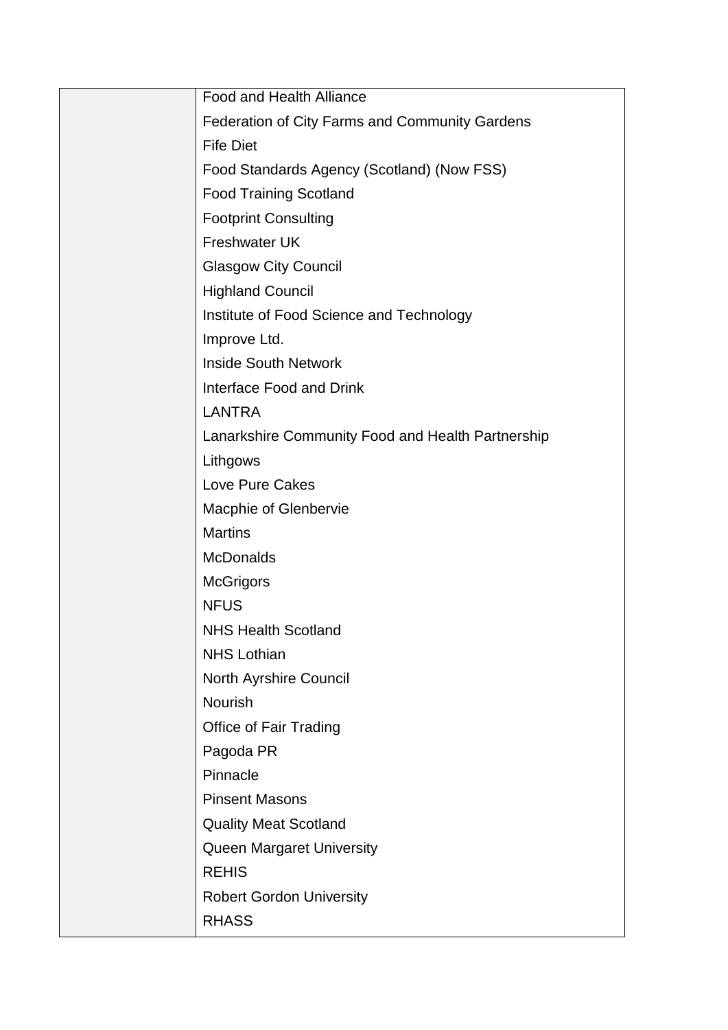| | |
|---|---|
| | Food and Health Alliance<br>Federation of City Farms and Community Gardens<br>Fife Diet<br>Food Standards Agency (Scotland) (Now FSS)<br>Food Training Scotland<br>Footprint Consulting<br>Freshwater UK<br>Glasgow City Council<br>Highland Council<br>Institute of Food Science and Technology<br>Improve Ltd.<br>Inside South Network<br>Interface Food and Drink<br>LANTRA<br>Lanarkshire Community Food and Health Partnership<br>Lithgows<br>Love Pure Cakes<br>Macphie of Glenbervie<br>Martins<br>McDonalds<br>McGrigors<br>NFUS<br>NHS Health Scotland<br>NHS Lothian<br>North Ayrshire Council<br>Nourish<br>Office of Fair Trading<br>Pagoda PR<br>Pinnacle<br>Pinsent Masons<br>Quality Meat Scotland<br>Queen Margaret University<br>REHIS<br>Robert Gordon University<br>RHASS |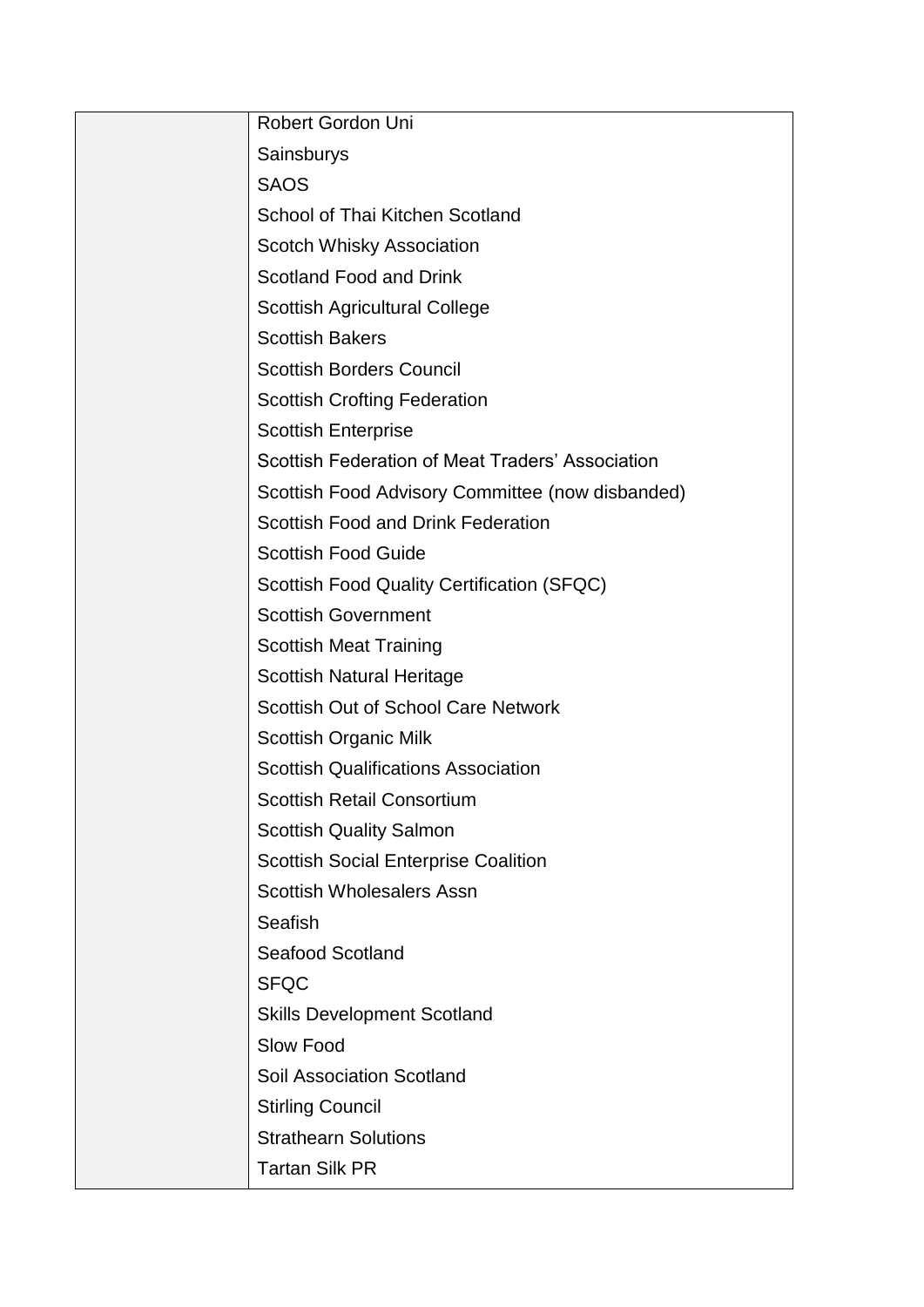| | |
|---|---|
| | Robert Gordon Uni<br>Sainsburys<br>SAOS<br>School of Thai Kitchen Scotland<br>Scotch Whisky Association<br>Scotland Food and Drink<br>Scottish Agricultural College<br>Scottish Bakers<br>Scottish Borders Council<br>Scottish Crofting Federation<br>Scottish Enterprise<br>Scottish Federation of Meat Traders' Association<br>Scottish Food Advisory Committee (now disbanded)<br>Scottish Food and Drink Federation<br>Scottish Food Guide<br>Scottish Food Quality Certification (SFQC)<br>Scottish Government<br>Scottish Meat Training<br>Scottish Natural Heritage<br>Scottish Out of School Care Network<br>Scottish Organic Milk<br>Scottish Qualifications Association<br>Scottish Retail Consortium<br>Scottish Quality Salmon<br>Scottish Social Enterprise Coalition<br>Scottish Wholesalers Assn<br>Seafish<br>Seafood Scotland<br>SFQC<br>Skills Development Scotland<br>Slow Food<br>Soil Association Scotland<br>Stirling Council<br>Strathearn Solutions<br>Tartan Silk PR |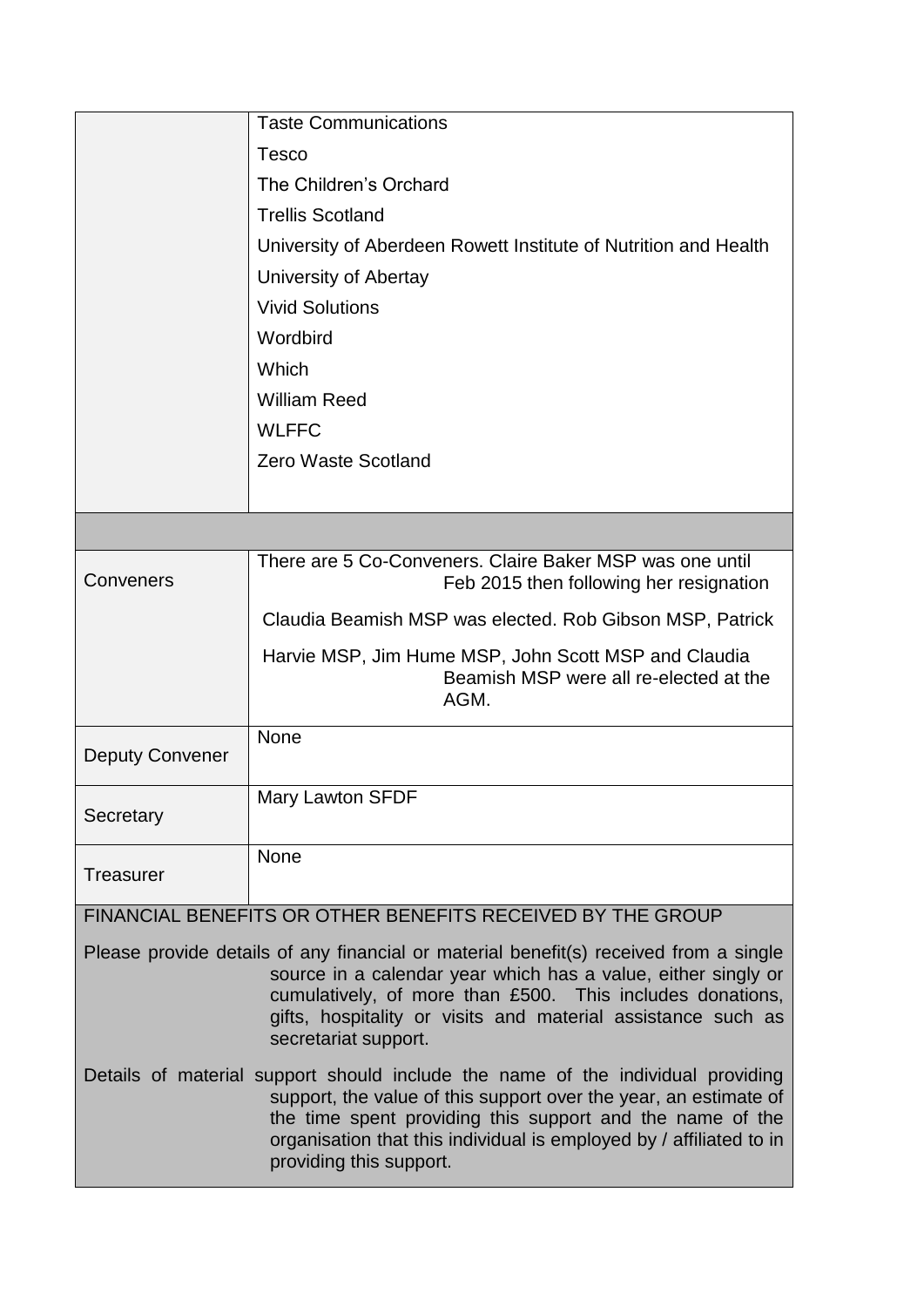| | |
|---|---|
| | Taste Communications<br>Tesco<br>The Children's Orchard<br>Trellis Scotland<br>University of Aberdeen Rowett Institute of Nutrition and Health<br>University of Abertay<br>Vivid Solutions<br>Wordbird<br>Which<br>William Reed<br>WLFFC<br>Zero Waste Scotland |
| | |
| Conveners | There are 5 Co-Conveners. Claire Baker MSP was one until Feb 2015 then following her resignation<br>Claudia Beamish MSP was elected. Rob Gibson MSP, Patrick<br>Harvie MSP, Jim Hume MSP, John Scott MSP and Claudia Beamish MSP were all re-elected at the AGM. |
| Deputy Convener | None |
| Secretary | Mary Lawton SFDF |
| Treasurer | None |

FINANCIAL BENEFITS OR OTHER BENEFITS RECEIVED BY THE GROUP

Please provide details of any financial or material benefit(s) received from a single source in a calendar year which has a value, either singly or cumulatively, of more than £500. This includes donations, gifts, hospitality or visits and material assistance such as secretariat support.

Details of material support should include the name of the individual providing support, the value of this support over the year, an estimate of the time spent providing this support and the name of the organisation that this individual is employed by / affiliated to in providing this support.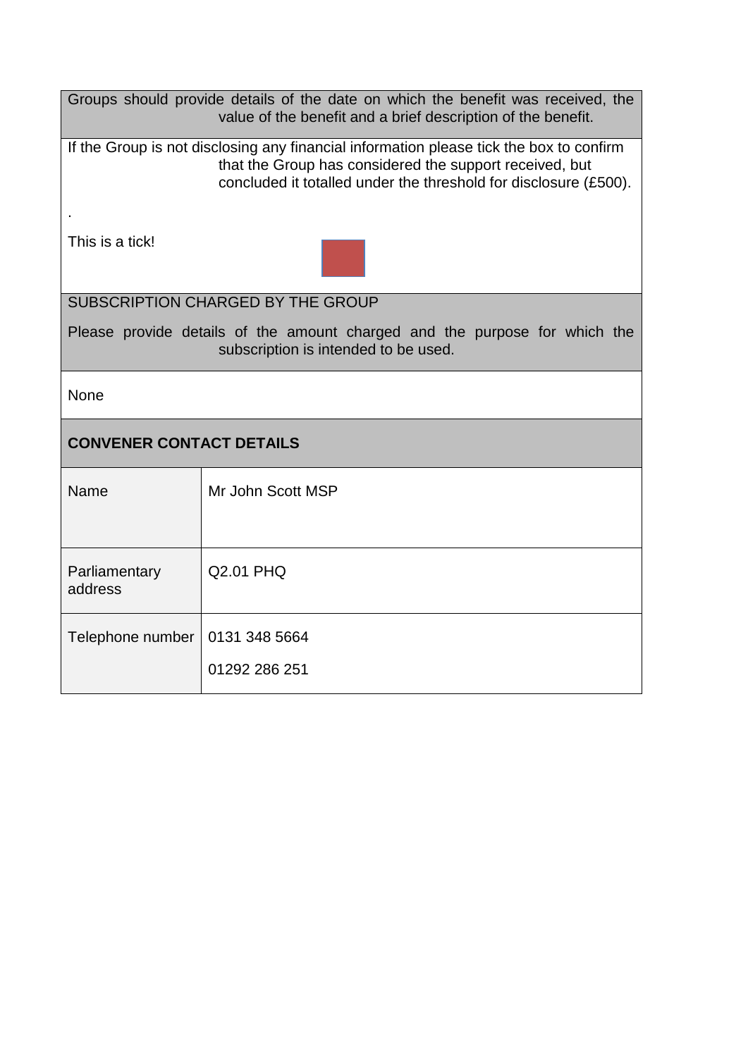| | |
|---|---|
| Groups should provide details of the date on which the benefit was received, the value of the benefit and a brief description of the benefit. | |
| If the Group is not disclosing any financial information please tick the box to confirm that the Group has considered the support received, but concluded it totalled under the threshold for disclosure (£500).<br><br>.<br><br>This is a tick! | |
| SUBSCRIPTION CHARGED BY THE GROUP<br><br>Please provide details of the amount charged and the purpose for which the subscription is intended to be used. | |
| None | |
| **CONVENER CONTACT DETAILS** | |
| Name | Mr John Scott MSP |
| Parliamentary address | Q2.01 PHQ |
| Telephone number | 0131 348 5664<br><br>01292 286 251 |